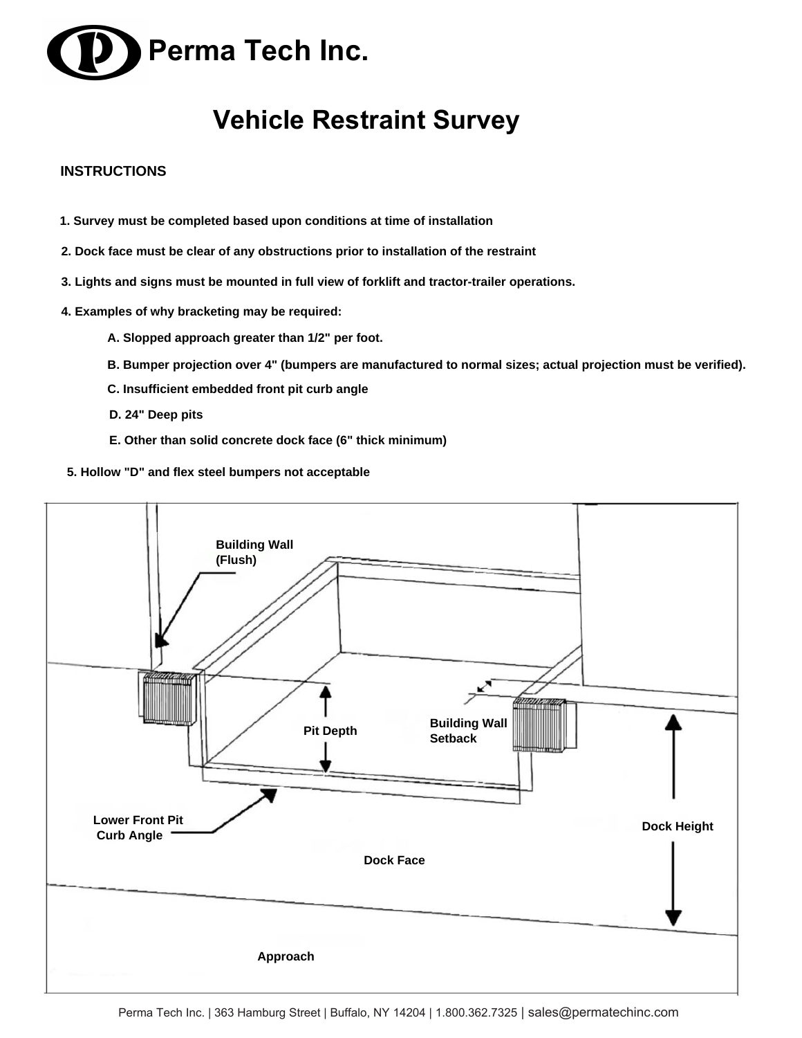Perma Tech Inc.

# Vehicle Restraint Survey

## INSTRUCTIONS

1. Survey must be completed based upon conditions at time of installation
2. Dock face must be clear of any obstructions prior to installation of the restraint
3. Lights and signs must be mounted in full view of forklift and tractor-trailer operations.
4. Examples of why bracketing may be required:
    - A. Slopped approach greater than 1/2" per foot.
    - B. Bumper projection over 4" (bumpers are manufactured to normal sizes; actual projection must be verified).
    - C. Insufficient embedded front pit curb angle
    - D. 24" Deep pits
    - E. Other than solid concrete dock face (6" thick minimum)
5. Hollow "D" and flex steel bumpers not acceptable

Building Wall (Flush)

Pit Depth

Building Wall Setback

Lower Front Pit Curb Angle

Dock Height

Dock Face

Approach

Perma Tech Inc. | 363 Hamburg Street | Buffalo, NY 14204 | 1.800.362.7325 | sales@permatechinc.com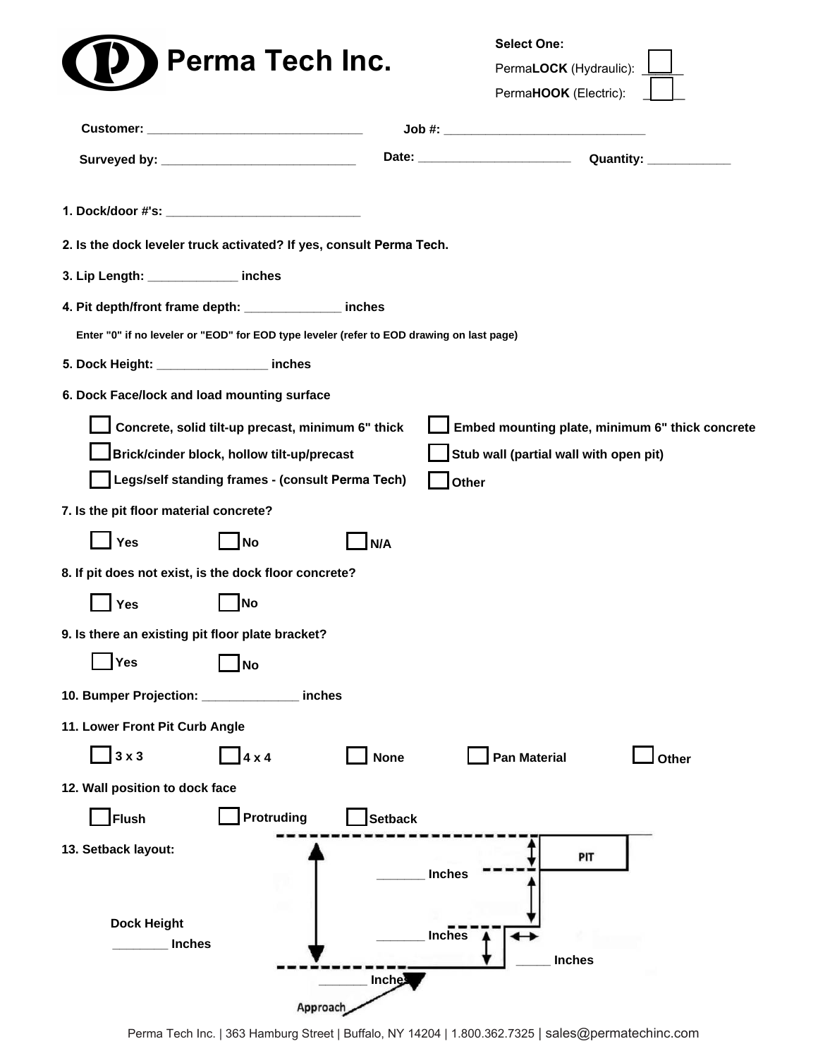# Perma Tech Inc.

**Select One:**

PermaLOCK (Hydraulic): ☐

PermaHOOK (Electric): ☐

**Customer:** ______________________________ **Job #:** ______________________________

**Surveyed by:** ______________________________ **Date:** ______________________ **Quantity:** ____________

**1. Dock/door #'s:** ______________________________

**2. Is the dock leveler truck activated? If yes, consult Perma Tech.**

**3. Lip Length:** _____________ **inches**

**4. Pit depth/front frame depth:** ______________ **inches**

**Enter "0" if no leveler or "EOD" for EOD type leveler (refer to EOD drawing on last page)**

**5. Dock Height:** ________________ **inches**

**6. Dock Face/lock and load mounting surface**

- ☐ Concrete, solid tilt-up precast, minimum 6" thick
- ☐ Embed mounting plate, minimum 6" thick concrete
- ☐ Brick/cinder block, hollow tilt-up/precast
- ☐ Stub wall (partial wall with open pit)
- ☐ Legs/self standing frames - (consult Perma Tech)
- ☐ Other

**7. Is the pit floor material concrete?**

☐ Yes ☐ No ☐ N/A

**8. If pit does not exist, is the dock floor concrete?**

☐ Yes ☐ No

**9. Is there an existing pit floor plate bracket?**

☐ Yes ☐ No

**10. Bumper Projection:** ______________ **inches**

**11. Lower Front Pit Curb Angle**

☐ 3 x 3 ☐ 4 x 4 ☐ None ☐ Pan Material ☐ Other

**12. Wall position to dock face**

☐ Flush ☐ Protruding ☐ Setback

**13. Setback layout:**

Dock Height ________ Inches

_______ Inches

_______ Inches

_____ Inches

_______ Inches

PIT

Approach

Perma Tech Inc. | 363 Hamburg Street | Buffalo, NY 14204 | 1.800.362.7325 | sales@permatechinc.com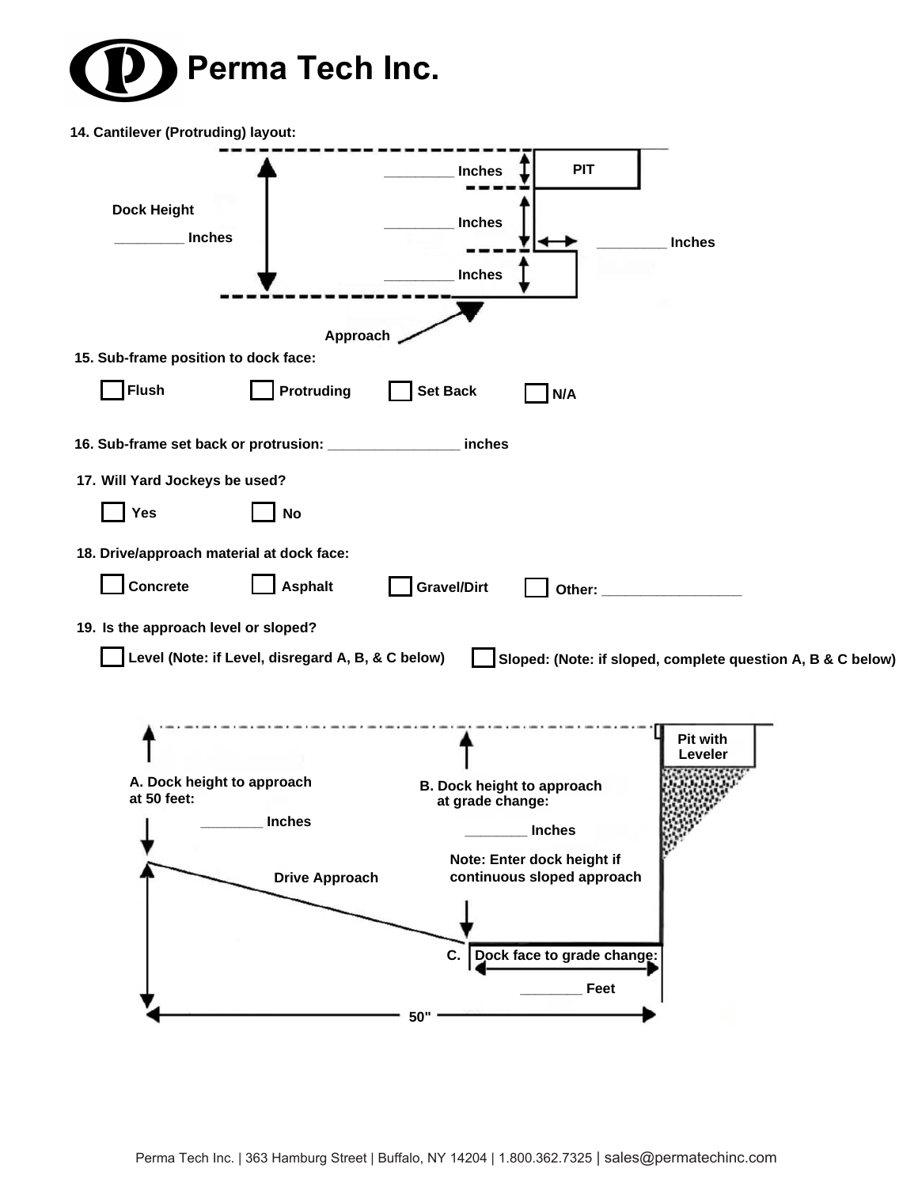# Perma Tech Inc.

**14. Cantilever (Protruding) layout:**

PIT

Dock Height _________ Inches

_________ Inches

_________ Inches

_________ Inches

_________ Inches

Approach

**15. Sub-frame position to dock face:**

☐ Flush ☐ Protruding ☐ Set Back ☐ N/A

**16. Sub-frame set back or protrusion: _________________ inches**

**17. Will Yard Jockeys be used?**

☐ Yes ☐ No

**18. Drive/approach material at dock face:**

☐ Concrete ☐ Asphalt ☐ Gravel/Dirt ☐ Other: __________________

**19. Is the approach level or sloped?**

☐ Level (Note: if Level, disregard A, B, & C below) ☐ Sloped: (Note: if sloped, complete question A, B & C below)

Pit with Leveler

**A. Dock height to approach at 50 feet:**

________ Inches

**B. Dock height to approach at grade change:**

________ Inches

**Note: Enter dock height if continuous sloped approach**

Drive Approach

**C. Dock face to grade change:**

________ Feet

50"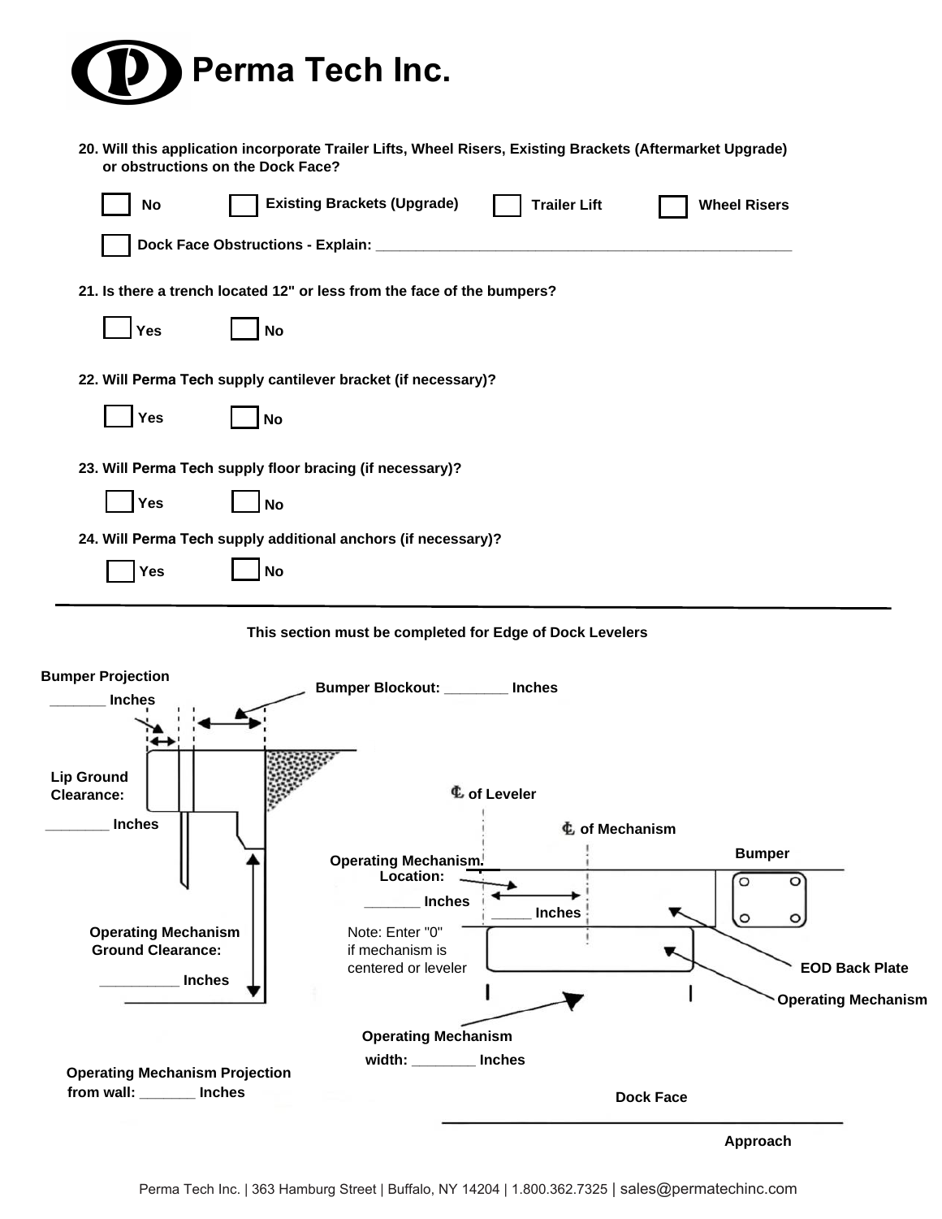# Perma Tech Inc.

**20. Will this application incorporate Trailer Lifts, Wheel Risers, Existing Brackets (Aftermarket Upgrade) or obstructions on the Dock Face?**

☐ **No** ☐ **Existing Brackets (Upgrade)** ☐ **Trailer Lift** ☐ **Wheel Risers**

☐ **Dock Face Obstructions - Explain:** ____________________________________________________

**21. Is there a trench located 12" or less from the face of the bumpers?**

☐ **Yes** ☐ **No**

**22. Will Perma Tech supply cantilever bracket (if necessary)?**

☐ **Yes** ☐ **No**

**23. Will Perma Tech supply floor bracing (if necessary)?**

☐ **Yes** ☐ **No**

**24. Will Perma Tech supply additional anchors (if necessary)?**

☐ **Yes** ☐ **No**

---

**This section must be completed for Edge of Dock Levelers**

**Bumper Projection** _______ **Inches**

**Bumper Blockout:** ________ **Inches**

**Lip Ground Clearance:** ________ **Inches**

**Operating Mechanism Ground Clearance:** __________ **Inches**

**Operating Mechanism Projection from wall:** _______ **Inches**

℄ **of Leveler**

℄ **of Mechanism**

**Operating Mechanism Location:** _______ **Inches**

_____ **Inches**

Note: Enter "0" if mechanism is centered or leveler

**Bumper**

**EOD Back Plate**

**Operating Mechanism**

**Operating Mechanism width:** ________ **Inches**

**Dock Face**

**Approach**

Perma Tech Inc. | 363 Hamburg Street | Buffalo, NY 14204 | 1.800.362.7325 | sales@permatechinc.com